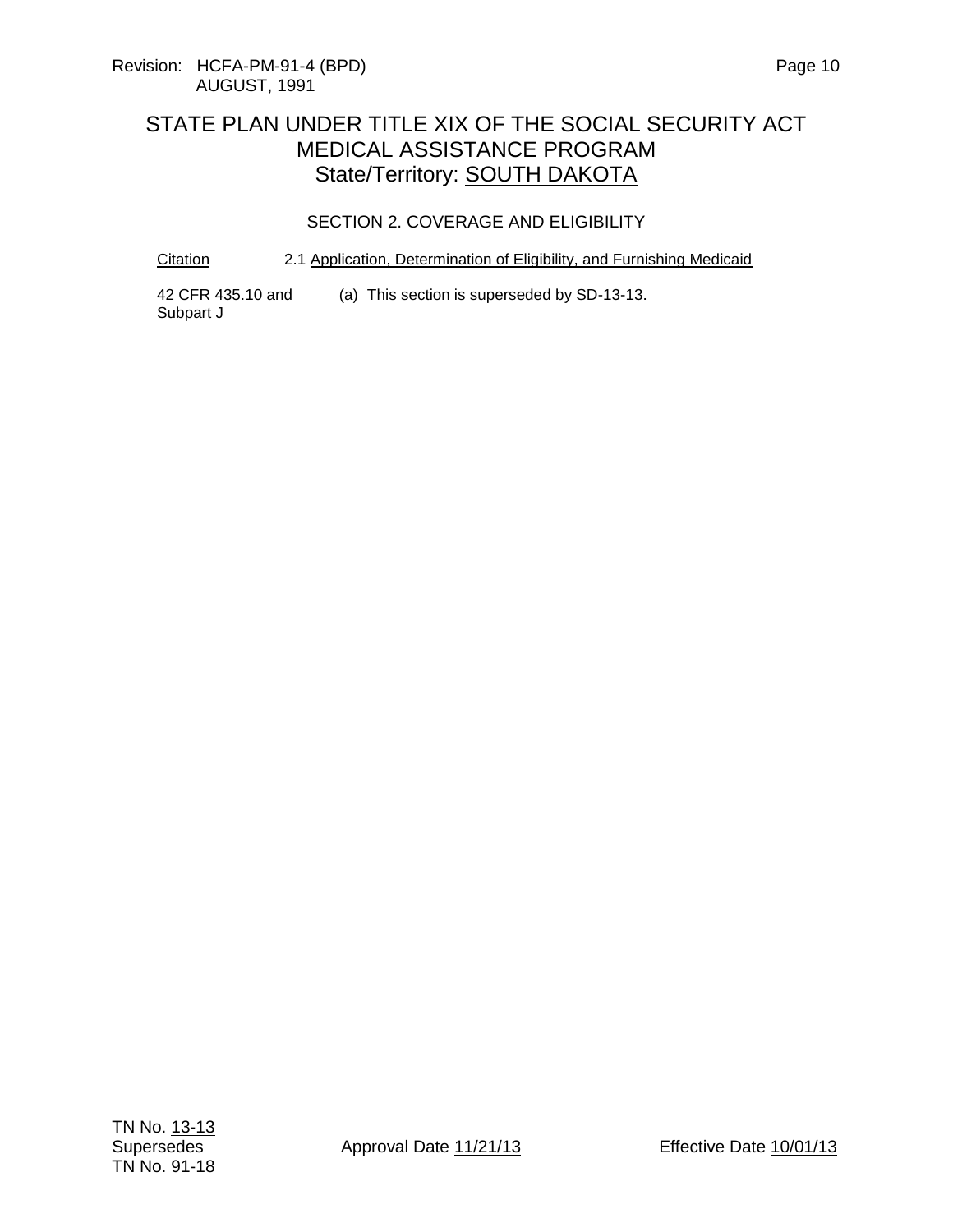Revision: HCFA-PM-91-4 (BPD)
AUGUST, 1991

# STATE PLAN UNDER TITLE XIX OF THE SOCIAL SECURITY ACT
# MEDICAL ASSISTANCE PROGRAM
# State/Territory: SOUTH DAKOTA

## SECTION 2. COVERAGE AND ELIGIBILITY

| Citation | 2.1 Application, Determination of Eligibility, and Furnishing Medicaid |
|---|---|
| 42 CFR 435.10 and Subpart J | (a) This section is superseded by SD-13-13. |

TN No. 13-13
Supersedes
TN No. 91-18

Approval Date 11/21/13

Effective Date 10/01/13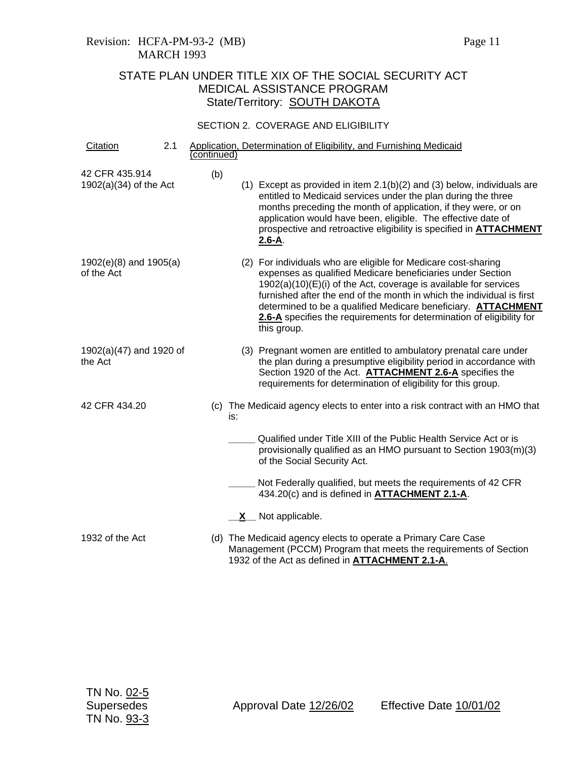Revision: HCFA-PM-93-2 (MB)
MARCH 1993

# STATE PLAN UNDER TITLE XIX OF THE SOCIAL SECURITY ACT
## MEDICAL ASSISTANCE PROGRAM
### State/Territory: SOUTH DAKOTA

SECTION 2. COVERAGE AND ELIGIBILITY

| Citation | 2.1 Application, Determination of Eligibility, and Furnishing Medicaid (continued) |
|---|---|
| 42 CFR 435.914<br>1902(a)(34) of the Act | (b) (1) Except as provided in item 2.1(b)(2) and (3) below, individuals are entitled to Medicaid services under the plan during the three months preceding the month of application, if they were, or on application would have been, eligible. The effective date of prospective and retroactive eligibility is specified in **ATTACHMENT 2.6-A**. |
| 1902(e)(8) and 1905(a) of the Act | (2) For individuals who are eligible for Medicare cost-sharing expenses as qualified Medicare beneficiaries under Section 1902(a)(10)(E)(i) of the Act, coverage is available for services furnished after the end of the month in which the individual is first determined to be a qualified Medicare beneficiary. **ATTACHMENT 2.6-A** specifies the requirements for determination of eligibility for this group. |
| 1902(a)(47) and 1920 of the Act | (3) Pregnant women are entitled to ambulatory prenatal care under the plan during a presumptive eligibility period in accordance with Section 1920 of the Act. **ATTACHMENT 2.6-A** specifies the requirements for determination of eligibility for this group. |
| 42 CFR 434.20 | (c) The Medicaid agency elects to enter into a risk contract with an HMO that is:<br><br>_____ Qualified under Title XIII of the Public Health Service Act or is provisionally qualified as an HMO pursuant to Section 1903(m)(3) of the Social Security Act.<br><br>_____ Not Federally qualified, but meets the requirements of 42 CFR 434.20(c) and is defined in **ATTACHMENT 2.1-A**.<br><br>__X__ Not applicable. |
| 1932 of the Act | (d) The Medicaid agency elects to operate a Primary Care Case Management (PCCM) Program that meets the requirements of Section 1932 of the Act as defined in **ATTACHMENT 2.1-A**. |

TN No. 02-5
Supersedes
TN No. 93-3

Approval Date 12/26/02 Effective Date 10/01/02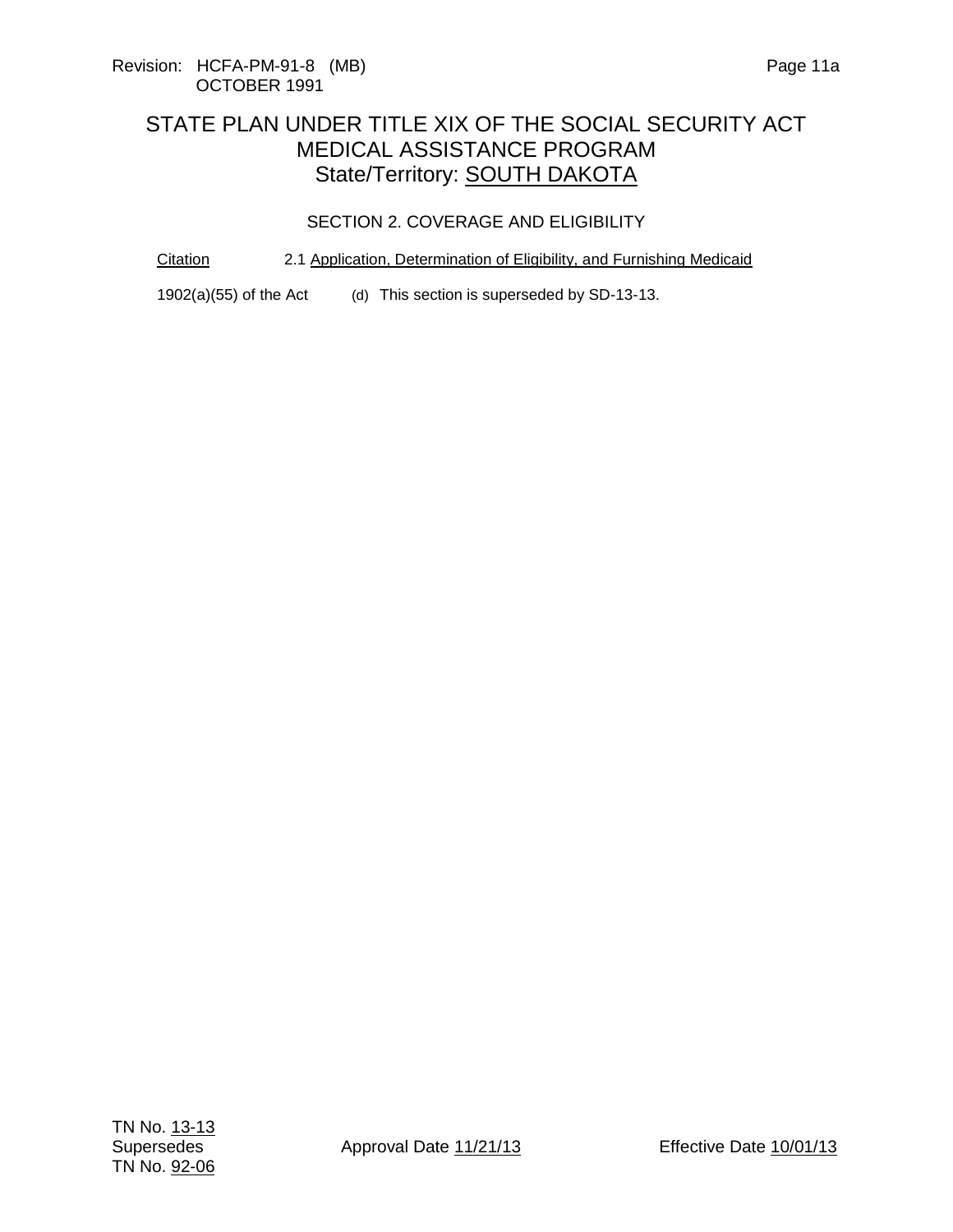# STATE PLAN UNDER TITLE XIX OF THE SOCIAL SECURITY ACT
## MEDICAL ASSISTANCE PROGRAM
## State/Territory: SOUTH DAKOTA

### SECTION 2. COVERAGE AND ELIGIBILITY

| Citation | 2.1 Application, Determination of Eligibility, and Furnishing Medicaid |
| --- | --- |
| 1902(a)(55) of the Act | (d) This section is superseded by SD-13-13. |

TN No. 13-13
Supersedes
TN No. 92-06

Approval Date 11/21/13

Effective Date 10/01/13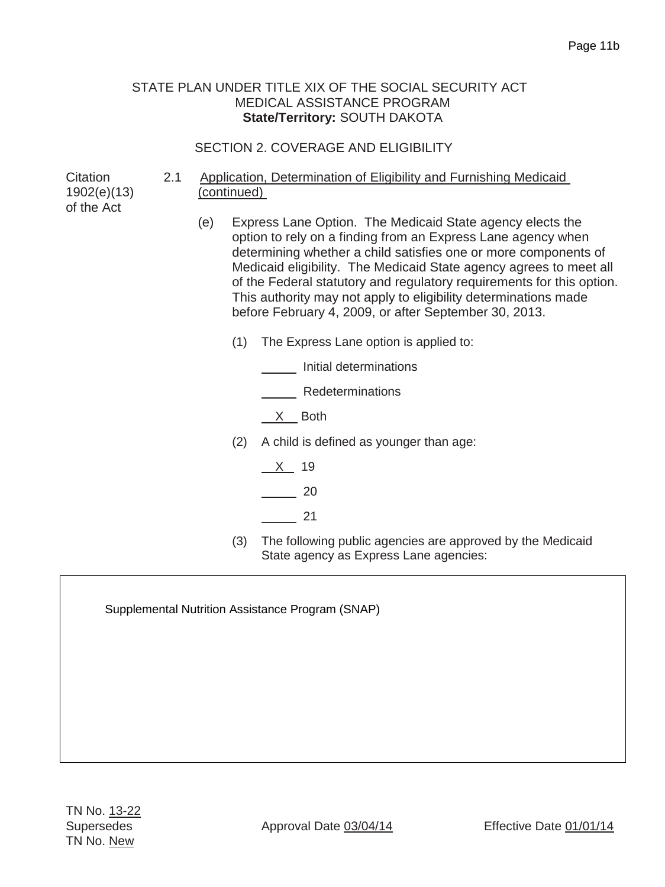STATE PLAN UNDER TITLE XIX OF THE SOCIAL SECURITY ACT
MEDICAL ASSISTANCE PROGRAM
**State/Territory:** SOUTH DAKOTA

SECTION 2. COVERAGE AND ELIGIBILITY

Citation 1902(e)(13) of the Act

2.1 Application, Determination of Eligibility and Furnishing Medicaid (continued)

(e) Express Lane Option. The Medicaid State agency elects the option to rely on a finding from an Express Lane agency when determining whether a child satisfies one or more components of Medicaid eligibility. The Medicaid State agency agrees to meet all of the Federal statutory and regulatory requirements for this option. This authority may not apply to eligibility determinations made before February 4, 2009, or after September 30, 2013.

(1) The Express Lane option is applied to:

_____ Initial determinations

_____ Redeterminations

__X__ Both

(2) A child is defined as younger than age:

__X__ 19

_____ 20

_____ 21

(3) The following public agencies are approved by the Medicaid State agency as Express Lane agencies:

Supplemental Nutrition Assistance Program (SNAP)

TN No. 13-22
Supersedes
TN No. New

Approval Date 03/04/14

Effective Date 01/01/14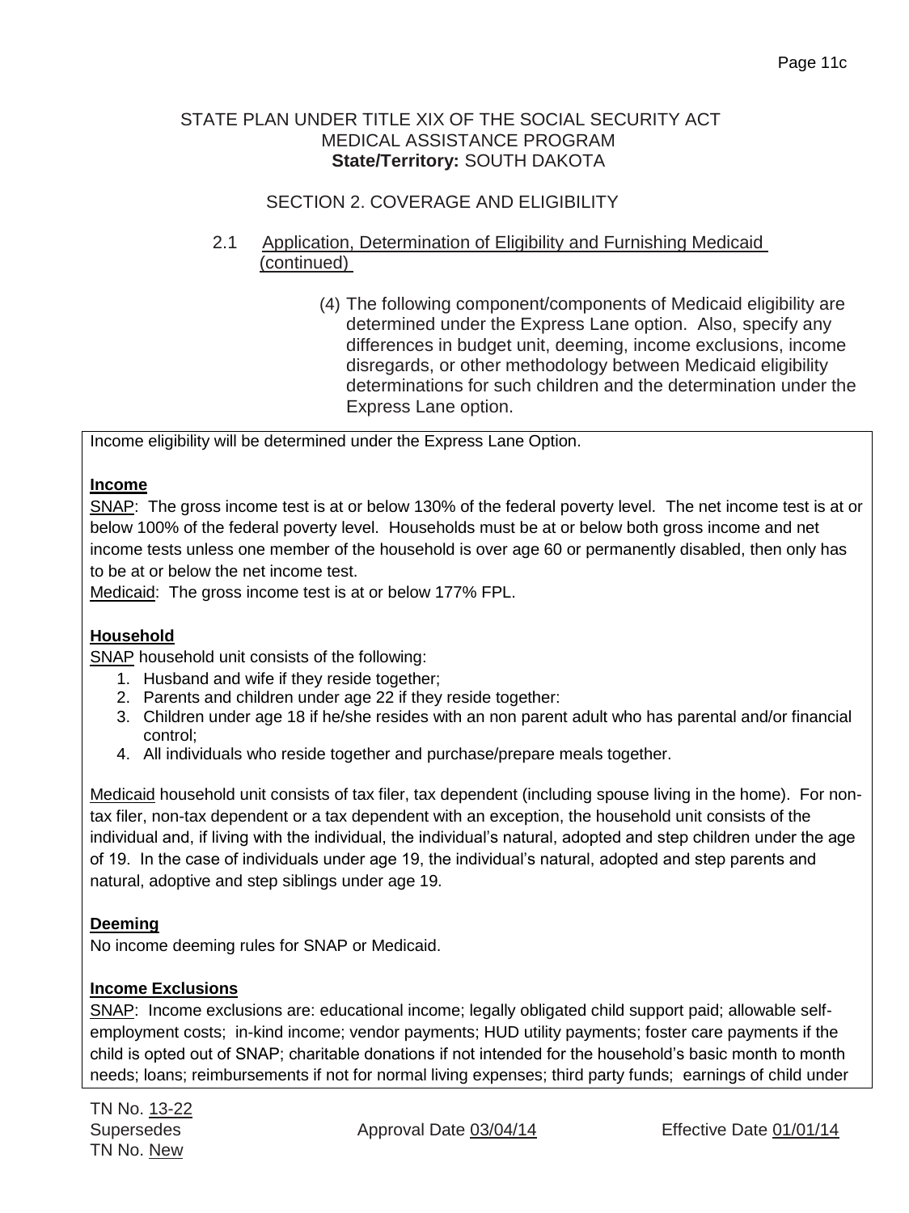STATE PLAN UNDER TITLE XIX OF THE SOCIAL SECURITY ACT
MEDICAL ASSISTANCE PROGRAM
**State/Territory:** SOUTH DAKOTA

SECTION 2. COVERAGE AND ELIGIBILITY

2.1 Application, Determination of Eligibility and Furnishing Medicaid (continued)

(4) The following component/components of Medicaid eligibility are determined under the Express Lane option. Also, specify any differences in budget unit, deeming, income exclusions, income disregards, or other methodology between Medicaid eligibility determinations for such children and the determination under the Express Lane option.

Income eligibility will be determined under the Express Lane Option.

**Income**

SNAP: The gross income test is at or below 130% of the federal poverty level. The net income test is at or below 100% of the federal poverty level. Households must be at or below both gross income and net income tests unless one member of the household is over age 60 or permanently disabled, then only has to be at or below the net income test.

Medicaid: The gross income test is at or below 177% FPL.

**Household**

SNAP household unit consists of the following:

1. Husband and wife if they reside together;
2. Parents and children under age 22 if they reside together:
3. Children under age 18 if he/she resides with an non parent adult who has parental and/or financial control;
4. All individuals who reside together and purchase/prepare meals together.

Medicaid household unit consists of tax filer, tax dependent (including spouse living in the home). For non-tax filer, non-tax dependent or a tax dependent with an exception, the household unit consists of the individual and, if living with the individual, the individual's natural, adopted and step children under the age of 19. In the case of individuals under age 19, the individual's natural, adopted and step parents and natural, adoptive and step siblings under age 19.

**Deeming**

No income deeming rules for SNAP or Medicaid.

**Income Exclusions**

SNAP: Income exclusions are: educational income; legally obligated child support paid; allowable self-employment costs; in-kind income; vendor payments; HUD utility payments; foster care payments if the child is opted out of SNAP; charitable donations if not intended for the household's basic month to month needs; loans; reimbursements if not for normal living expenses; third party funds; earnings of child under

TN No. 13-22
Supersedes TN No. New
Approval Date 03/04/14
Effective Date 01/01/14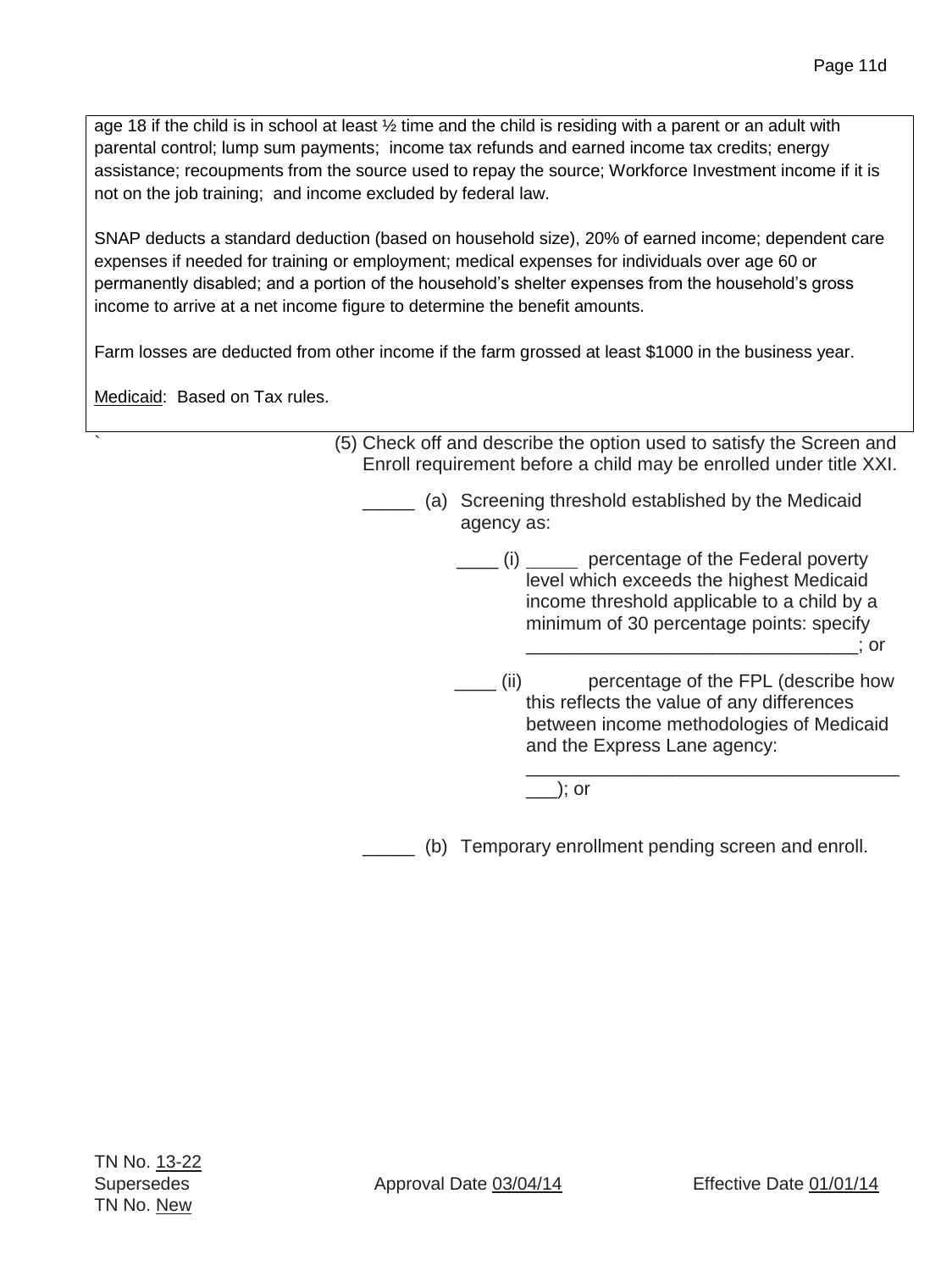age 18 if the child is in school at least ½ time and the child is residing with a parent or an adult with parental control; lump sum payments; income tax refunds and earned income tax credits; energy assistance; recoupments from the source used to repay the source; Workforce Investment income if it is not on the job training; and income excluded by federal law.

SNAP deducts a standard deduction (based on household size), 20% of earned income; dependent care expenses if needed for training or employment; medical expenses for individuals over age 60 or permanently disabled; and a portion of the household's shelter expenses from the household's gross income to arrive at a net income figure to determine the benefit amounts.

Farm losses are deducted from other income if the farm grossed at least $1000 in the business year.

Medicaid: Based on Tax rules.

(5) Check off and describe the option used to satisfy the Screen and Enroll requirement before a child may be enrolled under title XXI.

_____ (a) Screening threshold established by the Medicaid agency as:

____ (i) _____ percentage of the Federal poverty level which exceeds the highest Medicaid income threshold applicable to a child by a minimum of 30 percentage points: specify ________________________________; or

____ (ii) _____ percentage of the FPL (describe how this reflects the value of any differences between income methodologies of Medicaid and the Express Lane agency: ___________________________________ ___); or

_____ (b) Temporary enrollment pending screen and enroll.

TN No. 13-22
Supersedes
TN No. New

Approval Date 03/04/14

Effective Date 01/01/14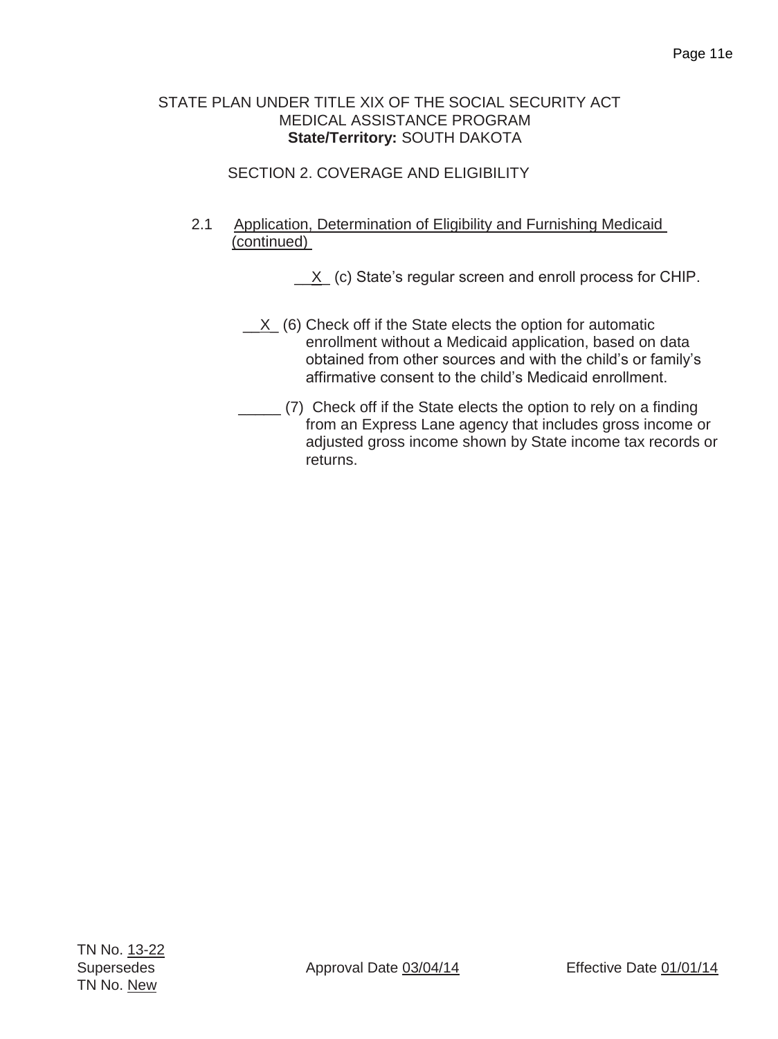STATE PLAN UNDER TITLE XIX OF THE SOCIAL SECURITY ACT
MEDICAL ASSISTANCE PROGRAM
**State/Territory:** SOUTH DAKOTA

SECTION 2. COVERAGE AND ELIGIBILITY

2.1 Application, Determination of Eligibility and Furnishing Medicaid (continued)

__X_ (c) State's regular screen and enroll process for CHIP.

__X_ (6) Check off if the State elects the option for automatic enrollment without a Medicaid application, based on data obtained from other sources and with the child's or family's affirmative consent to the child's Medicaid enrollment.

_____ (7) Check off if the State elects the option to rely on a finding from an Express Lane agency that includes gross income or adjusted gross income shown by State income tax records or returns.

TN No. 13-22
Supersedes
TN No. New

Approval Date 03/04/14

Effective Date 01/01/14